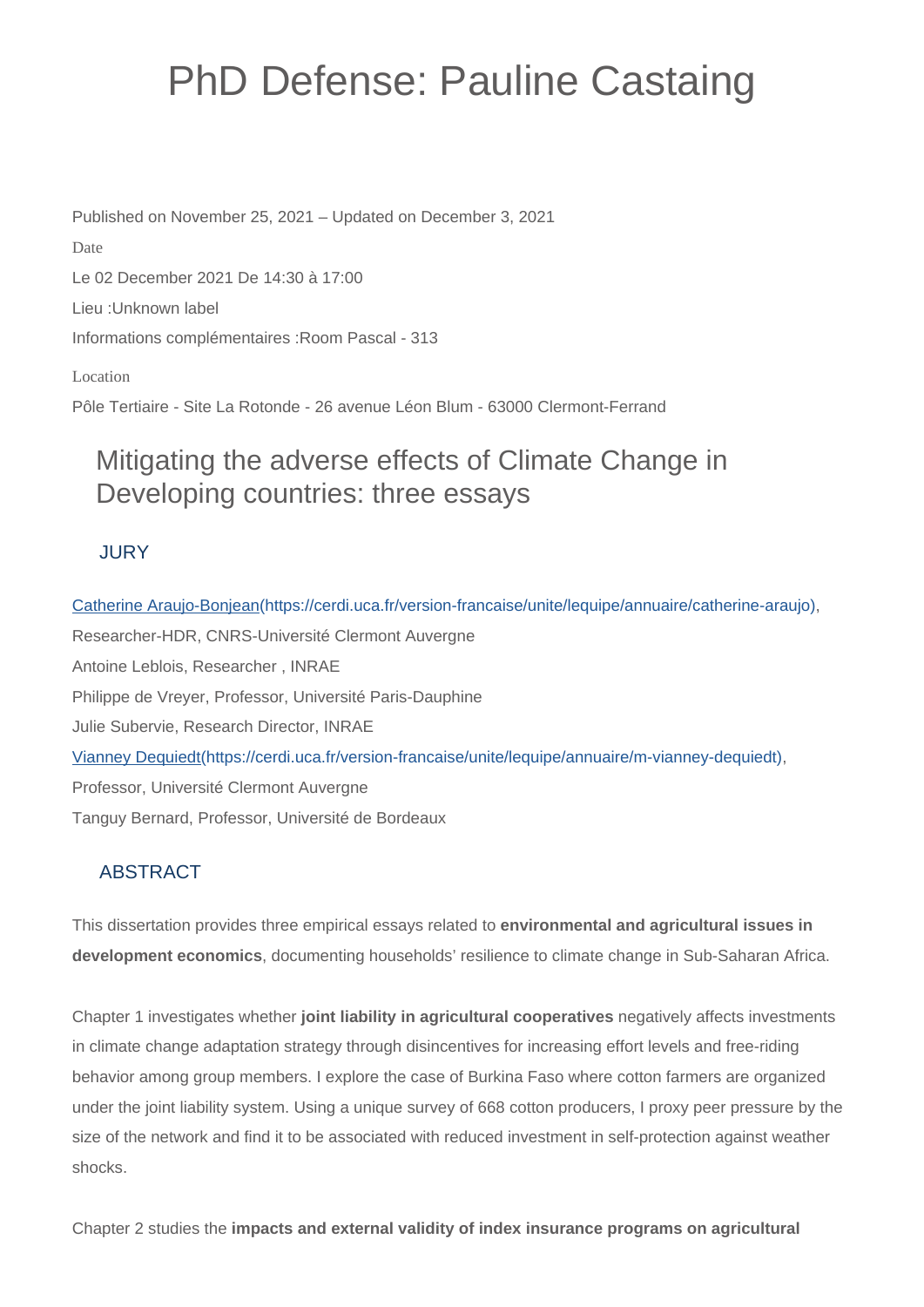# PhD Defense: Pauline Castaing

Published on November 25, 2021 – Updated on December 3, 2021

Date

Le 02 December 2021 De 14:30 à 17:00

Lieu :Unknown label

Informations complémentaires :Room Pascal - 313

Location

Pôle Tertiaire - Site La Rotonde - 26 avenue Léon Blum - 63000 Clermont-Ferrand

## Mitigating the adverse effects of Climate Change in Developing countries: three essays

### JURY

[Catherine Araujo-Bonjean](https://cerdi.uca.fr/version-francaise/unite/lequipe/annuaire/catherine-araujo)(https://cerdi.uca.fr/version-francaise/unite/lequipe/annuaire/catherine-araujo), Researcher-HDR, CNRS-Université Clermont Auvergne

Antoine Leblois, Researcher , INRAE

Philippe de Vreyer, Professor, Université Paris-Dauphine

Julie Subervie, Research Director, INRAE

[Vianney Dequiedt](https://cerdi.uca.fr/version-francaise/unite/lequipe/annuaire/m-vianney-dequiedt)(https://cerdi.uca.fr/version-francaise/unite/lequipe/annuaire/m-vianney-dequiedt), Professor, Université Clermont Auvergne

Tanguy Bernard, Professor, Université de Bordeaux

### ABSTRACT

This dissertation provides three empirical essays related to **environmental and agricultural issues in development economics**, documenting households' resilience to climate change in Sub-Saharan Africa.

Chapter 1 investigates whether **joint liability in agricultural cooperatives** negatively affects investments in climate change adaptation strategy through disincentives for increasing effort levels and free-riding behavior among group members. I explore the case of Burkina Faso where cotton farmers are organized under the joint liability system. Using a unique survey of 668 cotton producers, I proxy peer pressure by the size of the network and find it to be associated with reduced investment in self-protection against weather shocks.

Chapter 2 studies the **impacts and external validity of index insurance programs on agricultural**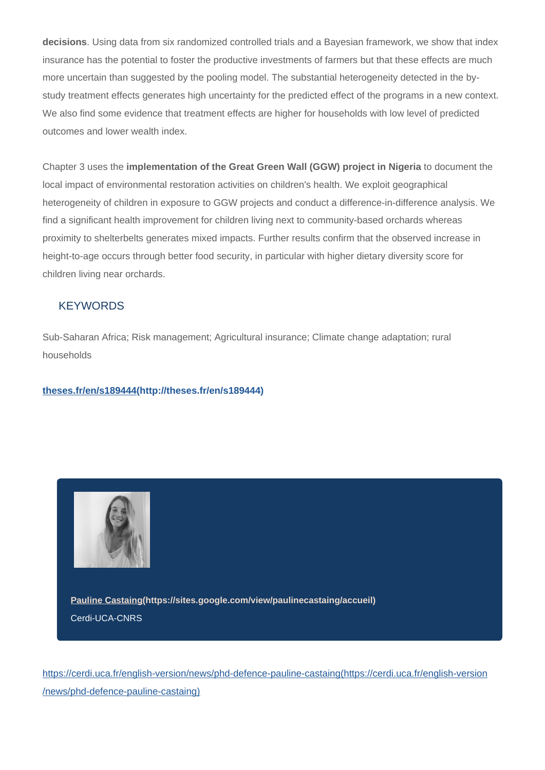**decisions**. Using data from six randomized controlled trials and a Bayesian framework, we show that index insurance has the potential to foster the productive investments of farmers but that these effects are much more uncertain than suggested by the pooling model. The substantial heterogeneity detected in the by-study treatment effects generates high uncertainty for the predicted effect of the programs in a new context. We also find some evidence that treatment effects are higher for households with low level of predicted outcomes and lower wealth index.

Chapter 3 uses the **implementation of the Great Green Wall (GGW) project in Nigeria** to document the local impact of environmental restoration activities on children's health. We exploit geographical heterogeneity of children in exposure to GGW projects and conduct a difference-in-difference analysis. We find a significant health improvement for children living next to community-based orchards whereas proximity to shelterbelts generates mixed impacts. Further results confirm that the observed increase in height-to-age occurs through better food security, in particular with higher dietary diversity score for children living near orchards.

## KEYWORDS

Sub-Saharan Africa; Risk management; Agricultural insurance; Climate change adaptation; rural households

**[theses.fr/en/s189444](http://theses.fr/en/s189444)(http://theses.fr/en/s189444)**

**[Pauline Castaing](https://sites.google.com/view/paulinecastaing/accueil)(https://sites.google.com/view/paulinecastaing/accueil)**
Cerdi-UCA-CNRS

[https://cerdi.uca.fr/english-version/news/phd-defence-pauline-castaing](https://cerdi.uca.fr/english-version/news/phd-defence-pauline-castaing)(https://cerdi.uca.fr/english-version/news/phd-defence-pauline-castaing)